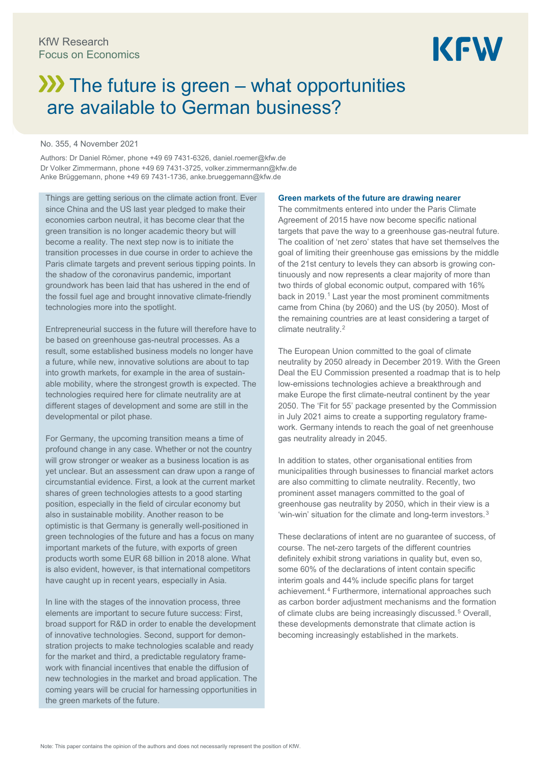KfW Research
Focus on Economics

# The future is green – what opportunities are available to German business?

No. 355, 4 November 2021

Authors: Dr Daniel Römer, phone +49 69 7431-6326, daniel.roemer@kfw.de
Dr Volker Zimmermann, phone +49 69 7431-3725, volker.zimmermann@kfw.de
Anke Brüggemann, phone +49 69 7431-1736, anke.brueggemann@kfw.de

Things are getting serious on the climate action front. Ever since China and the US last year pledged to make their economies carbon neutral, it has become clear that the green transition is no longer academic theory but will become a reality. The next step now is to initiate the transition processes in due course in order to achieve the Paris climate targets and prevent serious tipping points. In the shadow of the coronavirus pandemic, important groundwork has been laid that has ushered in the end of the fossil fuel age and brought innovative climate-friendly technologies more into the spotlight.

Entrepreneurial success in the future will therefore have to be based on greenhouse gas-neutral processes. As a result, some established business models no longer have a future, while new, innovative solutions are about to tap into growth markets, for example in the area of sustainable mobility, where the strongest growth is expected. The technologies required here for climate neutrality are at different stages of development and some are still in the developmental or pilot phase.

For Germany, the upcoming transition means a time of profound change in any case. Whether or not the country will grow stronger or weaker as a business location is as yet unclear. But an assessment can draw upon a range of circumstantial evidence. First, a look at the current market shares of green technologies attests to a good starting position, especially in the field of circular economy but also in sustainable mobility. Another reason to be optimistic is that Germany is generally well-positioned in green technologies of the future and has a focus on many important markets of the future, with exports of green products worth some EUR 68 billion in 2018 alone. What is also evident, however, is that international competitors have caught up in recent years, especially in Asia.

In line with the stages of the innovation process, three elements are important to secure future success: First, broad support for R&D in order to enable the development of innovative technologies. Second, support for demonstration projects to make technologies scalable and ready for the market and third, a predictable regulatory framework with financial incentives that enable the diffusion of new technologies in the market and broad application. The coming years will be crucial for harnessing opportunities in the green markets of the future.

### Green markets of the future are drawing nearer

The commitments entered into under the Paris Climate Agreement of 2015 have now become specific national targets that pave the way to a greenhouse gas-neutral future. The coalition of 'net zero' states that have set themselves the goal of limiting their greenhouse gas emissions by the middle of the 21st century to levels they can absorb is growing continuously and now represents a clear majority of more than two thirds of global economic output, compared with 16% back in 2019.[1] Last year the most prominent commitments came from China (by 2060) and the US (by 2050). Most of the remaining countries are at least considering a target of climate neutrality.[2]

The European Union committed to the goal of climate neutrality by 2050 already in December 2019. With the Green Deal the EU Commission presented a roadmap that is to help low-emissions technologies achieve a breakthrough and make Europe the first climate-neutral continent by the year 2050. The 'Fit for 55' package presented by the Commission in July 2021 aims to create a supporting regulatory framework. Germany intends to reach the goal of net greenhouse gas neutrality already in 2045.

In addition to states, other organisational entities from municipalities through businesses to financial market actors are also committing to climate neutrality. Recently, two prominent asset managers committed to the goal of greenhouse gas neutrality by 2050, which in their view is a 'win-win' situation for the climate and long-term investors.[3]

These declarations of intent are no guarantee of success, of course. The net-zero targets of the different countries definitely exhibit strong variations in quality but, even so, some 60% of the declarations of intent contain specific interim goals and 44% include specific plans for target achievement.[4] Furthermore, international approaches such as carbon border adjustment mechanisms and the formation of climate clubs are being increasingly discussed.[5] Overall, these developments demonstrate that climate action is becoming increasingly established in the markets.

Note: This paper contains the opinion of the authors and does not necessarily represent the position of KfW.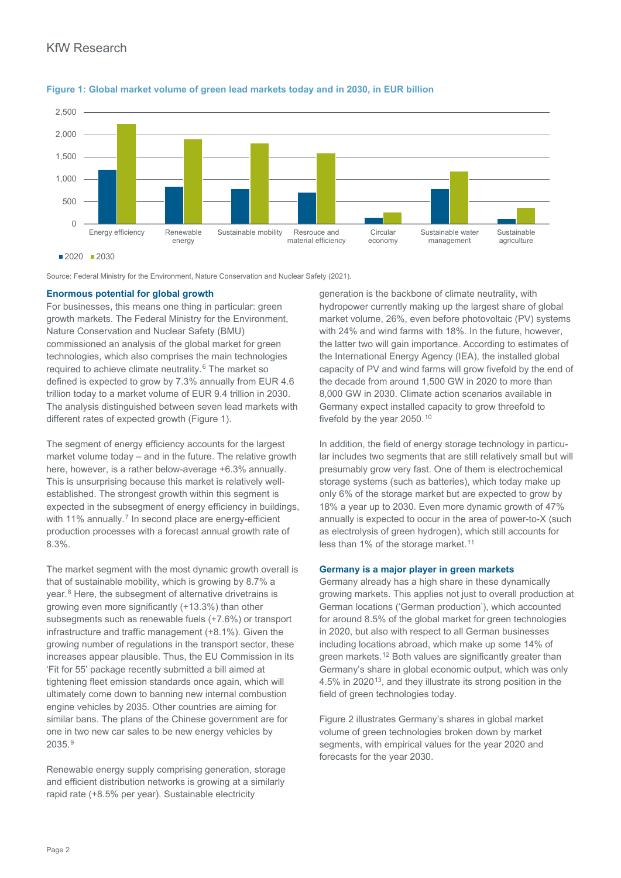**Figure 1: Global market volume of green lead markets today and in 2030, in EUR billion**

Source: Federal Ministry for the Environment, Nature Conservation and Nuclear Safety (2021).

**Enormous potential for global growth**

For businesses, this means one thing in particular: green growth markets. The Federal Ministry for the Environment, Nature Conservation and Nuclear Safety (BMU) commissioned an analysis of the global market for green technologies, which also comprises the main technologies required to achieve climate neutrality.[6] The market so defined is expected to grow by 7.3% annually from EUR 4.6 trillion today to a market volume of EUR 9.4 trillion in 2030. The analysis distinguished between seven lead markets with different rates of expected growth (Figure 1).

The segment of energy efficiency accounts for the largest market volume today – and in the future. The relative growth here, however, is a rather below-average +6.3% annually. This is unsurprising because this market is relatively well-established. The strongest growth within this segment is expected in the subsegment of energy efficiency in buildings, with 11% annually.[7] In second place are energy-efficient production processes with a forecast annual growth rate of 8.3%.

The market segment with the most dynamic growth overall is that of sustainable mobility, which is growing by 8.7% a year.[8] Here, the subsegment of alternative drivetrains is growing even more significantly (+13.3%) than other subsegments such as renewable fuels (+7.6%) or transport infrastructure and traffic management (+8.1%). Given the growing number of regulations in the transport sector, these increases appear plausible. Thus, the EU Commission in its 'Fit for 55' package recently submitted a bill aimed at tightening fleet emission standards once again, which will ultimately come down to banning new internal combustion engine vehicles by 2035. Other countries are aiming for similar bans. The plans of the Chinese government are for one in two new car sales to be new energy vehicles by 2035.[9]

Renewable energy supply comprising generation, storage and efficient distribution networks is growing at a similarly rapid rate (+8.5% per year). Sustainable electricity generation is the backbone of climate neutrality, with hydropower currently making up the largest share of global market volume, 26%, even before photovoltaic (PV) systems with 24% and wind farms with 18%. In the future, however, the latter two will gain importance. According to estimates of the International Energy Agency (IEA), the installed global capacity of PV and wind farms will grow fivefold by the end of the decade from around 1,500 GW in 2020 to more than 8,000 GW in 2030. Climate action scenarios available in Germany expect installed capacity to grow threefold to fivefold by the year 2050.[10]

In addition, the field of energy storage technology in particular includes two segments that are still relatively small but will presumably grow very fast. One of them is electrochemical storage systems (such as batteries), which today make up only 6% of the storage market but are expected to grow by 18% a year up to 2030. Even more dynamic growth of 47% annually is expected to occur in the area of power-to-X (such as electrolysis of green hydrogen), which still accounts for less than 1% of the storage market.[11]

**Germany is a major player in green markets**

Germany already has a high share in these dynamically growing markets. This applies not just to overall production at German locations ('German production'), which accounted for around 8.5% of the global market for green technologies in 2020, but also with respect to all German businesses including locations abroad, which make up some 14% of green markets.[12] Both values are significantly greater than Germany's share in global economic output, which was only 4.5% in 2020[13], and they illustrate its strong position in the field of green technologies today.

Figure 2 illustrates Germany's shares in global market volume of green technologies broken down by market segments, with empirical values for the year 2020 and forecasts for the year 2030.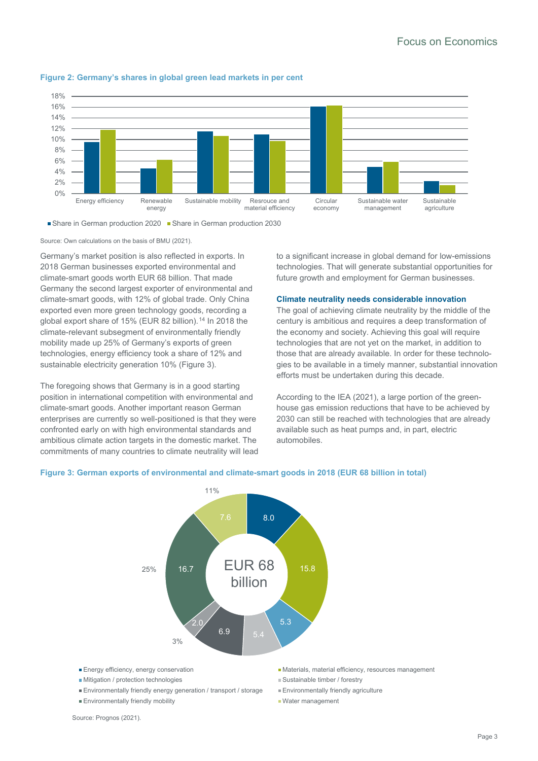**Figure 2: Germany's shares in global green lead markets in per cent**

■ Share in German production 2020 ■ Share in German production 2030

Source: Own calculations on the basis of BMU (2021).

Germany's market position is also reflected in exports. In 2018 German businesses exported environmental and climate-smart goods worth EUR 68 billion. That made Germany the second largest exporter of environmental and climate-smart goods, with 12% of global trade. Only China exported even more green technology goods, recording a global export share of 15% (EUR 82 billion).[14] In 2018 the climate-relevant subsegment of environmentally friendly mobility made up 25% of Germany's exports of green technologies, energy efficiency took a share of 12% and sustainable electricity generation 10% (Figure 3).

The foregoing shows that Germany is in a good starting position in international competition with environmental and climate-smart goods. Another important reason German enterprises are currently so well-positioned is that they were confronted early on with high environmental standards and ambitious climate action targets in the domestic market. The commitments of many countries to climate neutrality will lead to a significant increase in global demand for low-emissions technologies. That will generate substantial opportunities for future growth and employment for German businesses.

### Climate neutrality needs considerable innovation

The goal of achieving climate neutrality by the middle of the century is ambitious and requires a deep transformation of the economy and society. Achieving this goal will require technologies that are not yet on the market, in addition to those that are already available. In order for these technologies to be available in a timely manner, substantial innovation efforts must be undertaken during this decade.

According to the IEA (2021), a large portion of the greenhouse gas emission reductions that have to be achieved by 2030 can still be reached with technologies that are already available such as heat pumps and, in part, electric automobiles.

**Figure 3: German exports of environmental and climate-smart goods in 2018 (EUR 68 billion in total)**

Source: Prognos (2021).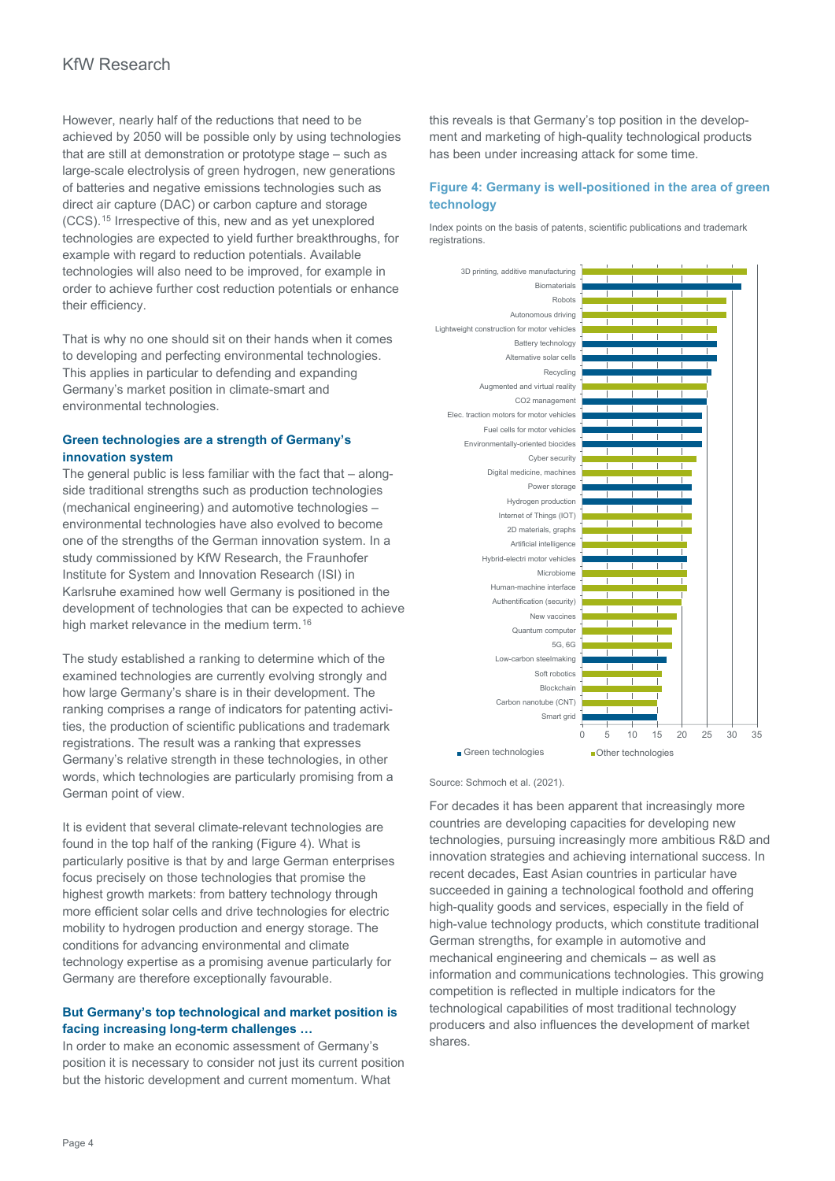However, nearly half of the reductions that need to be achieved by 2050 will be possible only by using technologies that are still at demonstration or prototype stage – such as large-scale electrolysis of green hydrogen, new generations of batteries and negative emissions technologies such as direct air capture (DAC) or carbon capture and storage (CCS).[15] Irrespective of this, new and as yet unexplored technologies are expected to yield further breakthroughs, for example with regard to reduction potentials. Available technologies will also need to be improved, for example in order to achieve further cost reduction potentials or enhance their efficiency.

That is why no one should sit on their hands when it comes to developing and perfecting environmental technologies. This applies in particular to defending and expanding Germany's market position in climate-smart and environmental technologies.

### Green technologies are a strength of Germany's innovation system

The general public is less familiar with the fact that – alongside traditional strengths such as production technologies (mechanical engineering) and automotive technologies – environmental technologies have also evolved to become one of the strengths of the German innovation system. In a study commissioned by KfW Research, the Fraunhofer Institute for System and Innovation Research (ISI) in Karlsruhe examined how well Germany is positioned in the development of technologies that can be expected to achieve high market relevance in the medium term.[16]

The study established a ranking to determine which of the examined technologies are currently evolving strongly and how large Germany's share is in their development. The ranking comprises a range of indicators for patenting activities, the production of scientific publications and trademark registrations. The result was a ranking that expresses Germany's relative strength in these technologies, in other words, which technologies are particularly promising from a German point of view.

It is evident that several climate-relevant technologies are found in the top half of the ranking (Figure 4). What is particularly positive is that by and large German enterprises focus precisely on those technologies that promise the highest growth markets: from battery technology through more efficient solar cells and drive technologies for electric mobility to hydrogen production and energy storage. The conditions for advancing environmental and climate technology expertise as a promising avenue particularly for Germany are therefore exceptionally favourable.

### But Germany's top technological and market position is facing increasing long-term challenges …

In order to make an economic assessment of Germany's position it is necessary to consider not just its current position but the historic development and current momentum. What this reveals is that Germany's top position in the development and marketing of high-quality technological products has been under increasing attack for some time.

**Figure 4: Germany is well-positioned in the area of green technology**

Index points on the basis of patents, scientific publications and trademark registrations.

| Technology | Category | Index points (approx.) |
|---|---|---|
| 3D printing, additive manufacturing | Other technologies | 33 |
| Biomaterials | Green technologies | 32 |
| Robots | Other technologies | 29 |
| Autonomous driving | Other technologies | 29 |
| Lightweight construction for motor vehicles | Other technologies | 27 |
| Battery technology | Green technologies | 27 |
| Alternative solar cells | Green technologies | 27 |
| Recycling | Green technologies | 26 |
| Augmented and virtual reality | Other technologies | 25 |
| CO2 management | Green technologies | 25 |
| Elec. traction motors for motor vehicles | Green technologies | 24 |
| Fuel cells for motor vehicles | Green technologies | 24 |
| Environmentally-oriented biocides | Green technologies | 24 |
| Cyber security | Other technologies | 23 |
| Digital medicine, machines | Other technologies | 22 |
| Power storage | Green technologies | 22 |
| Hydrogen production | Green technologies | 22 |
| Internet of Things (IOT) | Other technologies | 22 |
| 2D materials, graphs | Other technologies | 22 |
| Artificial intelligence | Other technologies | 21 |
| Hybrid-electri motor vehicles | Green technologies | 21 |
| Microbiome | Other technologies | 21 |
| Human-machine interface | Other technologies | 21 |
| Authentification (security) | Other technologies | 20 |
| New vaccines | Other technologies | 19 |
| Quantum computer | Other technologies | 18 |
| 5G, 6G | Other technologies | 18 |
| Low-carbon steelmaking | Green technologies | 17 |
| Soft robotics | Other technologies | 16 |
| Blockchain | Other technologies | 16 |
| Carbon nanotube (CNT) | Other technologies | 15 |
| Smart grid | Green technologies | 15 |

Source: Schmoch et al. (2021).

For decades it has been apparent that increasingly more countries are developing capacities for developing new technologies, pursuing increasingly more ambitious R&D and innovation strategies and achieving international success. In recent decades, East Asian countries in particular have succeeded in gaining a technological foothold and offering high-quality goods and services, especially in the field of high-value technology products, which constitute traditional German strengths, for example in automotive and mechanical engineering and chemicals – as well as information and communications technologies. This growing competition is reflected in multiple indicators for the technological capabilities of most traditional technology producers and also influences the development of market shares.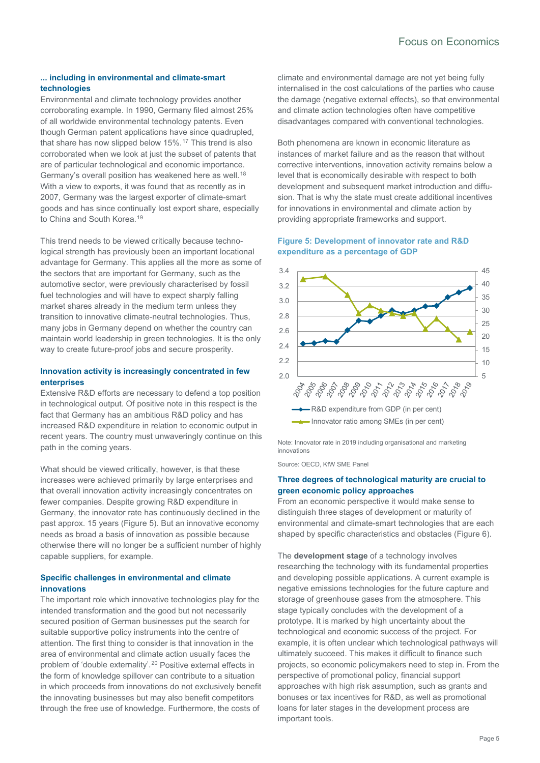### ... including in environmental and climate-smart technologies

Environmental and climate technology provides another corroborating example. In 1990, Germany filed almost 25% of all worldwide environmental technology patents. Even though German patent applications have since quadrupled, that share has now slipped below 15%.[17] This trend is also corroborated when we look at just the subset of patents that are of particular technological and economic importance. Germany's overall position has weakened here as well.[18] With a view to exports, it was found that as recently as in 2007, Germany was the largest exporter of climate-smart goods and has since continually lost export share, especially to China and South Korea.[19]

This trend needs to be viewed critically because technological strength has previously been an important locational advantage for Germany. This applies all the more as some of the sectors that are important for Germany, such as the automotive sector, were previously characterised by fossil fuel technologies and will have to expect sharply falling market shares already in the medium term unless they transition to innovative climate-neutral technologies. Thus, many jobs in Germany depend on whether the country can maintain world leadership in green technologies. It is the only way to create future-proof jobs and secure prosperity.

### Innovation activity is increasingly concentrated in few enterprises

Extensive R&D efforts are necessary to defend a top position in technological output. Of positive note in this respect is the fact that Germany has an ambitious R&D policy and has increased R&D expenditure in relation to economic output in recent years. The country must unwaveringly continue on this path in the coming years.

What should be viewed critically, however, is that these increases were achieved primarily by large enterprises and that overall innovation activity increasingly concentrates on fewer companies. Despite growing R&D expenditure in Germany, the innovator rate has continuously declined in the past approx. 15 years (Figure 5). But an innovative economy needs as broad a basis of innovation as possible because otherwise there will no longer be a sufficient number of highly capable suppliers, for example.

### Specific challenges in environmental and climate innovations

The important role which innovative technologies play for the intended transformation and the good but not necessarily secured position of German businesses put the search for suitable supportive policy instruments into the centre of attention. The first thing to consider is that innovation in the area of environmental and climate action usually faces the problem of 'double externality'.[20] Positive external effects in the form of knowledge spillover can contribute to a situation in which proceeds from innovations do not exclusively benefit the innovating businesses but may also benefit competitors through the free use of knowledge. Furthermore, the costs of climate and environmental damage are not yet being fully internalised in the cost calculations of the parties who cause the damage (negative external effects), so that environmental and climate action technologies often have competitive disadvantages compared with conventional technologies.

Both phenomena are known in economic literature as instances of market failure and as the reason that without corrective interventions, innovation activity remains below a level that is economically desirable with respect to both development and subsequent market introduction and diffusion. That is why the state must create additional incentives for innovations in environmental and climate action by providing appropriate frameworks and support.

**Figure 5: Development of innovator rate and R&D expenditure as a percentage of GDP**

Chart legend: R&D expenditure from GDP (in per cent); Innovator ratio among SMEs (in per cent). Years 2004–2019.

Note: Innovator rate in 2019 including organisational and marketing innovations

Source: OECD, KfW SME Panel

### Three degrees of technological maturity are crucial to green economic policy approaches

From an economic perspective it would make sense to distinguish three stages of development or maturity of environmental and climate-smart technologies that are each shaped by specific characteristics and obstacles (Figure 6).

The **development stage** of a technology involves researching the technology with its fundamental properties and developing possible applications. A current example is negative emissions technologies for the future capture and storage of greenhouse gases from the atmosphere. This stage typically concludes with the development of a prototype. It is marked by high uncertainty about the technological and economic success of the project. For example, it is often unclear which technological pathways will ultimately succeed. This makes it difficult to finance such projects, so economic policymakers need to step in. From the perspective of promotional policy, financial support approaches with high risk assumption, such as grants and bonuses or tax incentives for R&D, as well as promotional loans for later stages in the development process are important tools.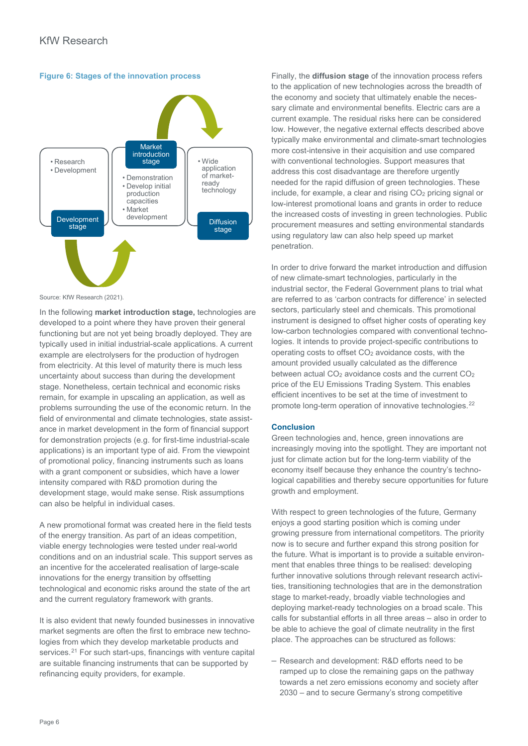**Figure 6: Stages of the innovation process**

- Research
- Development

Development stage

Market introduction stage

- Demonstration
- Develop initial production capacities
- Market development

- Wide application of market-ready technology

Diffusion stage

Source: KfW Research (2021).

In the following **market introduction stage,** technologies are developed to a point where they have proven their general functioning but are not yet being broadly deployed. They are typically used in initial industrial-scale applications. A current example are electrolysers for the production of hydrogen from electricity. At this level of maturity there is much less uncertainty about success than during the development stage. Nonetheless, certain technical and economic risks remain, for example in upscaling an application, as well as problems surrounding the use of the economic return. In the field of environmental and climate technologies, state assistance in market development in the form of financial support for demonstration projects (e.g. for first-time industrial-scale applications) is an important type of aid. From the viewpoint of promotional policy, financing instruments such as loans with a grant component or subsidies, which have a lower intensity compared with R&D promotion during the development stage, would make sense. Risk assumptions can also be helpful in individual cases.

A new promotional format was created here in the field tests of the energy transition. As part of an ideas competition, viable energy technologies were tested under real-world conditions and on an industrial scale. This support serves as an incentive for the accelerated realisation of large-scale innovations for the energy transition by offsetting technological and economic risks around the state of the art and the current regulatory framework with grants.

It is also evident that newly founded businesses in innovative market segments are often the first to embrace new technologies from which they develop marketable products and services.[21] For such start-ups, financings with venture capital are suitable financing instruments that can be supported by refinancing equity providers, for example.

Finally, the **diffusion stage** of the innovation process refers to the application of new technologies across the breadth of the economy and society that ultimately enable the necessary climate and environmental benefits. Electric cars are a current example. The residual risks here can be considered low. However, the negative external effects described above typically make environmental and climate-smart technologies more cost-intensive in their acquisition and use compared with conventional technologies. Support measures that address this cost disadvantage are therefore urgently needed for the rapid diffusion of green technologies. These include, for example, a clear and rising $CO_2$ pricing signal or low-interest promotional loans and grants in order to reduce the increased costs of investing in green technologies. Public procurement measures and setting environmental standards using regulatory law can also help speed up market penetration.

In order to drive forward the market introduction and diffusion of new climate-smart technologies, particularly in the industrial sector, the Federal Government plans to trial what are referred to as 'carbon contracts for difference' in selected sectors, particularly steel and chemicals. This promotional instrument is designed to offset higher costs of operating key low-carbon technologies compared with conventional technologies. It intends to provide project-specific contributions to operating costs to offset $CO_2$ avoidance costs, with the amount provided usually calculated as the difference between actual $CO_2$ avoidance costs and the current $CO_2$ price of the EU Emissions Trading System. This enables efficient incentives to be set at the time of investment to promote long-term operation of innovative technologies.[22]

## Conclusion

Green technologies and, hence, green innovations are increasingly moving into the spotlight. They are important not just for climate action but for the long-term viability of the economy itself because they enhance the country's technological capabilities and thereby secure opportunities for future growth and employment.

With respect to green technologies of the future, Germany enjoys a good starting position which is coming under growing pressure from international competitors. The priority now is to secure and further expand this strong position for the future. What is important is to provide a suitable environment that enables three things to be realised: developing further innovative solutions through relevant research activities, transitioning technologies that are in the demonstration stage to market-ready, broadly viable technologies and deploying market-ready technologies on a broad scale. This calls for substantial efforts in all three areas – also in order to be able to achieve the goal of climate neutrality in the first place. The approaches can be structured as follows:

– Research and development: R&D efforts need to be ramped up to close the remaining gaps on the pathway towards a net zero emissions economy and society after 2030 – and to secure Germany's strong competitive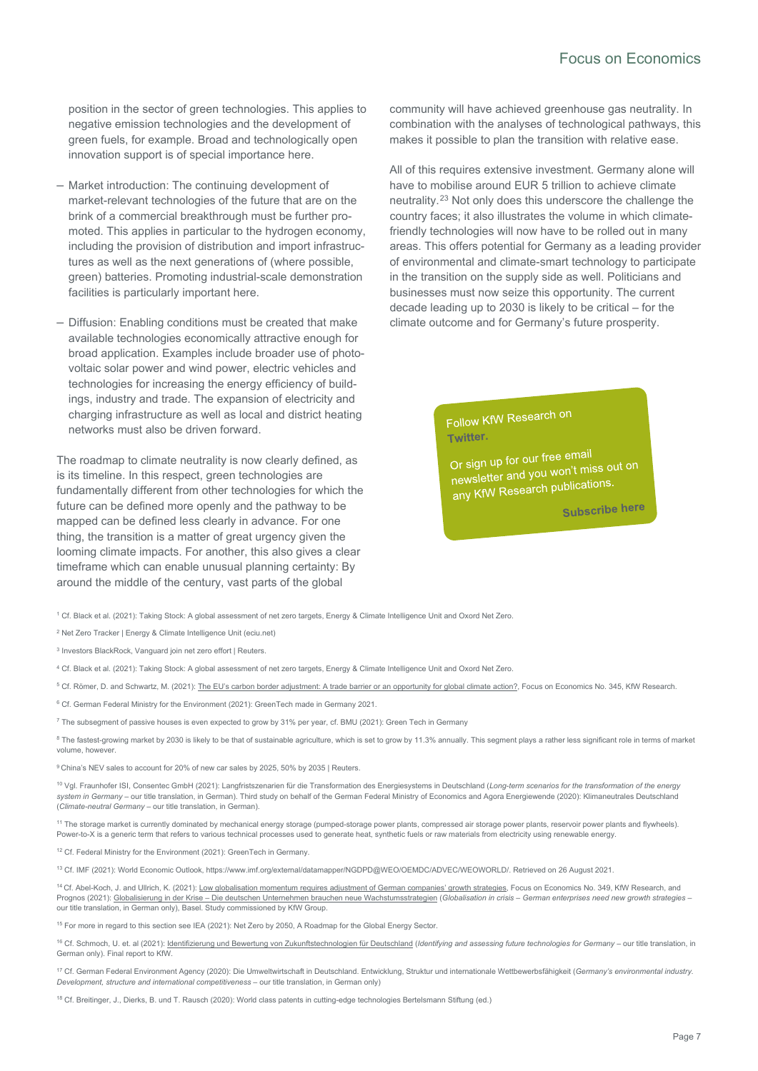position in the sector of green technologies. This applies to negative emission technologies and the development of green fuels, for example. Broad and technologically open innovation support is of special importance here.

- Market introduction: The continuing development of market-relevant technologies of the future that are on the brink of a commercial breakthrough must be further promoted. This applies in particular to the hydrogen economy, including the provision of distribution and import infrastructures as well as the next generations of (where possible, green) batteries. Promoting industrial-scale demonstration facilities is particularly important here.
- Diffusion: Enabling conditions must be created that make available technologies economically attractive enough for broad application. Examples include broader use of photovoltaic solar power and wind power, electric vehicles and technologies for increasing the energy efficiency of buildings, industry and trade. The expansion of electricity and charging infrastructure as well as local and district heating networks must also be driven forward.

The roadmap to climate neutrality is now clearly defined, as is its timeline. In this respect, green technologies are fundamentally different from other technologies for which the future can be defined more openly and the pathway to be mapped can be defined less clearly in advance. For one thing, the transition is a matter of great urgency given the looming climate impacts. For another, this also gives a clear timeframe which can enable unusual planning certainty: By around the middle of the century, vast parts of the global community will have achieved greenhouse gas neutrality. In combination with the analyses of technological pathways, this makes it possible to plan the transition with relative ease.

All of this requires extensive investment. Germany alone will have to mobilise around EUR 5 trillion to achieve climate neutrality.[23] Not only does this underscore the challenge the country faces; it also illustrates the volume in which climate-friendly technologies will now have to be rolled out in many areas. This offers potential for Germany as a leading provider of environmental and climate-smart technology to participate in the transition on the supply side as well. Politicians and businesses must now seize this opportunity. The current decade leading up to 2030 is likely to be critical – for the climate outcome and for Germany's future prosperity.

Follow KfW Research on **Twitter.**

Or sign up for our free email newsletter and you won't miss out on any KfW Research publications.

**Subscribe here**

[1] Cf. Black et al. (2021): Taking Stock: A global assessment of net zero targets, Energy & Climate Intelligence Unit and Oxord Net Zero.

[2] Net Zero Tracker | Energy & Climate Intelligence Unit (eciu.net)

[3] Investors BlackRock, Vanguard join net zero effort | Reuters.

[4] Cf. Black et al. (2021): Taking Stock: A global assessment of net zero targets, Energy & Climate Intelligence Unit and Oxord Net Zero.

[5] Cf. Römer, D. and Schwartz, M. (2021): The EU's carbon border adjustment: A trade barrier or an opportunity for global climate action?, Focus on Economics No. 345, KfW Research.

[6] Cf. German Federal Ministry for the Environment (2021): GreenTech made in Germany 2021.

[7] The subsegment of passive houses is even expected to grow by 31% per year, cf. BMU (2021): Green Tech in Germany

[8] The fastest-growing market by 2030 is likely to be that of sustainable agriculture, which is set to grow by 11.3% annually. This segment plays a rather less significant role in terms of market volume, however.

[9] China's NEV sales to account for 20% of new car sales by 2025, 50% by 2035 | Reuters.

[10] Vgl. Fraunhofer ISI, Consentec GmbH (2021): Langfristszenarien für die Transformation des Energiesystems in Deutschland (*Long-term scenarios for the transformation of the energy system in Germany* – our title translation, in German). Third study on behalf of the German Federal Ministry of Economics and Agora Energiewende (2020): Klimaneutrales Deutschland (*Climate-neutral Germany* – our title translation, in German).

[11] The storage market is currently dominated by mechanical energy storage (pumped-storage power plants, compressed air storage power plants, reservoir power plants and flywheels). Power-to-X is a generic term that refers to various technical processes used to generate heat, synthetic fuels or raw materials from electricity using renewable energy.

[12] Cf. Federal Ministry for the Environment (2021): GreenTech in Germany.

[13] Cf. IMF (2021): World Economic Outlook, https://www.imf.org/external/datamapper/NGDPD@WEO/OEMDC/ADVEC/WEOWORLD/. Retrieved on 26 August 2021.

[14] Cf. Abel-Koch, J. and Ullrich, K. (2021): Low globalisation momentum requires adjustment of German companies' growth strategies, Focus on Economics No. 349, KfW Research, and Prognos (2021): Globalisierung in der Krise – Die deutschen Unternehmen brauchen neue Wachstumsstrategien (*Globalisation in crisis – German enterprises need new growth strategies* – our title translation, in German only), Basel. Study commissioned by KfW Group.

[15] For more in regard to this section see IEA (2021): Net Zero by 2050, A Roadmap for the Global Energy Sector.

[16] Cf. Schmoch, U. et. al (2021): Identifizierung und Bewertung von Zukunftstechnologien für Deutschland (*Identifying and assessing future technologies for Germany* – our title translation, in German only). Final report to KfW.

[17] Cf. German Federal Environment Agency (2020): Die Umweltwirtschaft in Deutschland. Entwicklung, Struktur und internationale Wettbewerbsfähigkeit (*Germany's environmental industry. Development, structure and international competitiveness* – our title translation, in German only)

[18] Cf. Breitinger, J., Dierks, B. und T. Rausch (2020): World class patents in cutting-edge technologies Bertelsmann Stiftung (ed.)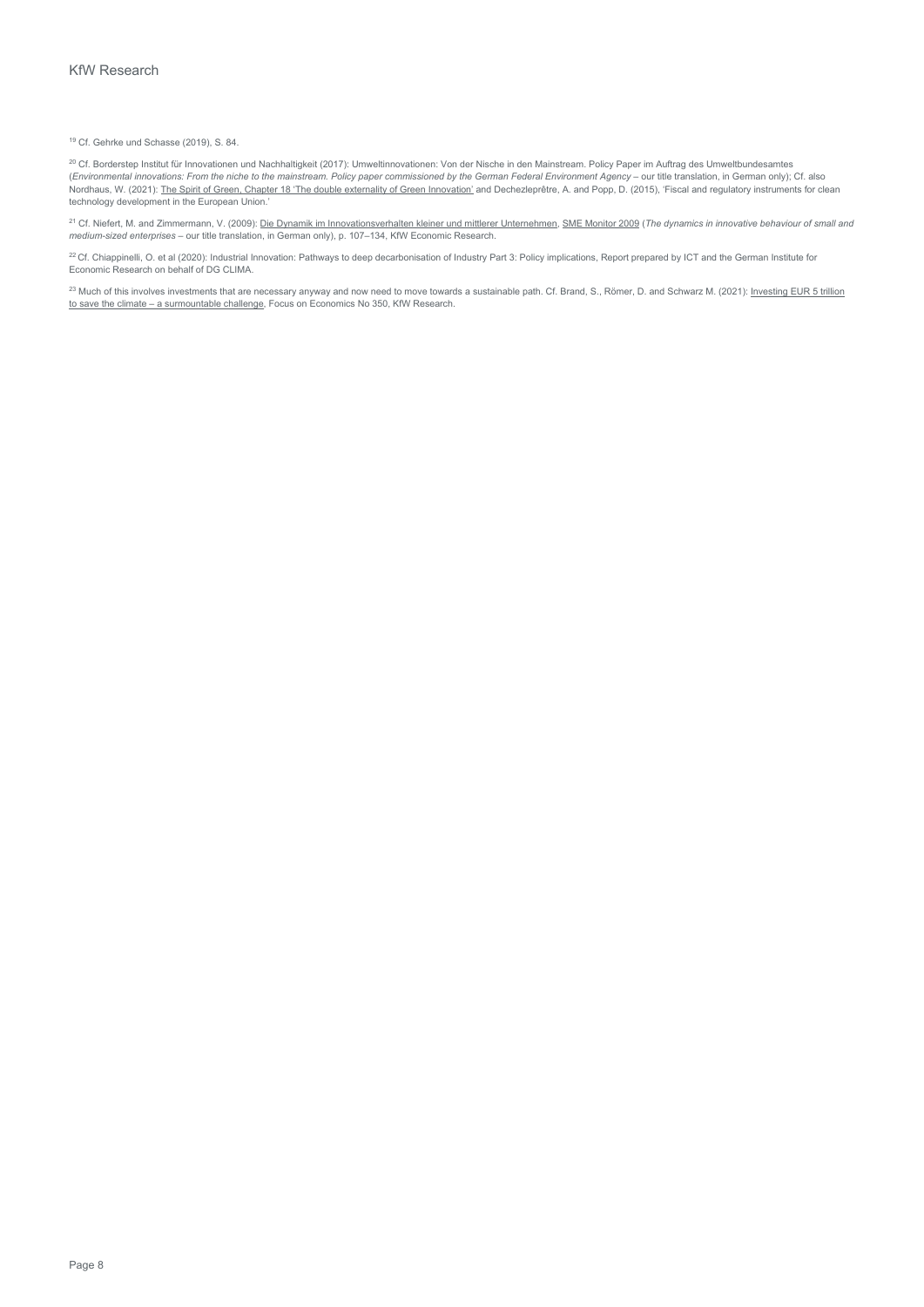[19] Cf. Gehrke und Schasse (2019), S. 84.

[20] Cf. Borderstep Institut für Innovationen und Nachhaltigkeit (2017): Umweltinnovationen: Von der Nische in den Mainstream. Policy Paper im Auftrag des Umweltbundesamtes (*Environmental innovations: From the niche to the mainstream. Policy paper commissioned by the German Federal Environment Agency* – our title translation, in German only); Cf. also Nordhaus, W. (2021): The Spirit of Green, Chapter 18 'The double externality of Green Innovation' and Dechezleprêtre, A. and Popp, D. (2015), 'Fiscal and regulatory instruments for clean technology development in the European Union.'

[21] Cf. Niefert, M. and Zimmermann, V. (2009): Die Dynamik im Innovationsverhalten kleiner und mittlerer Unternehmen, SME Monitor 2009 (*The dynamics in innovative behaviour of small and medium-sized enterprises* – our title translation, in German only), p. 107–134, KfW Economic Research.

[22] Cf. Chiappinelli, O. et al (2020): Industrial Innovation: Pathways to deep decarbonisation of Industry Part 3: Policy implications, Report prepared by ICT and the German Institute for Economic Research on behalf of DG CLIMA.

[23] Much of this involves investments that are necessary anyway and now need to move towards a sustainable path. Cf. Brand, S., Römer, D. and Schwarz M. (2021): Investing EUR 5 trillion to save the climate – a surmountable challenge, Focus on Economics No 350, KfW Research.